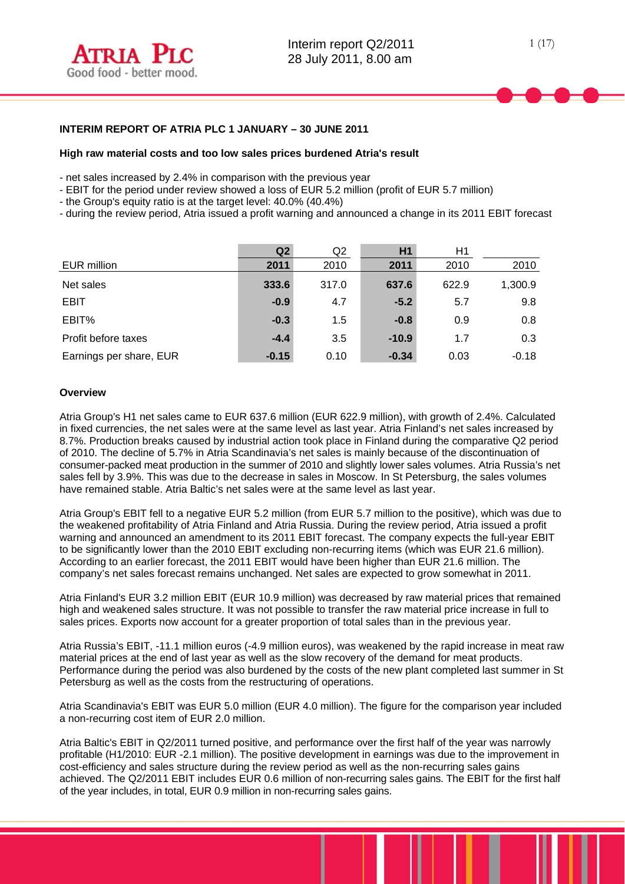# INTERIM REPORT OF ATRIA PLC 1 JANUARY – 30 JUNE 2011

## High raw material costs and too low sales prices burdened Atria's result

- net sales increased by 2.4% in comparison with the previous year
- EBIT for the period under review showed a loss of EUR 5.2 million (profit of EUR 5.7 million)
- the Group's equity ratio is at the target level: 40.0% (40.4%)
- during the review period, Atria issued a profit warning and announced a change in its 2011 EBIT forecast

| EUR million | **Q2 2011** | Q2 2010 | **H1 2011** | H1 2010 | 2010 |
|---|---|---|---|---|---|
| Net sales | **333.6** | 317.0 | **637.6** | 622.9 | 1,300.9 |
| EBIT | **-0.9** | 4.7 | **-5.2** | 5.7 | 9.8 |
| EBIT% | **-0.3** | 1.5 | **-0.8** | 0.9 | 0.8 |
| Profit before taxes | **-4.4** | 3.5 | **-10.9** | 1.7 | 0.3 |
| Earnings per share, EUR | **-0.15** | 0.10 | **-0.34** | 0.03 | -0.18 |

### Overview

Atria Group's H1 net sales came to EUR 637.6 million (EUR 622.9 million), with growth of 2.4%. Calculated in fixed currencies, the net sales were at the same level as last year. Atria Finland's net sales increased by 8.7%. Production breaks caused by industrial action took place in Finland during the comparative Q2 period of 2010. The decline of 5.7% in Atria Scandinavia's net sales is mainly because of the discontinuation of consumer-packed meat production in the summer of 2010 and slightly lower sales volumes. Atria Russia's net sales fell by 3.9%. This was due to the decrease in sales in Moscow. In St Petersburg, the sales volumes have remained stable. Atria Baltic's net sales were at the same level as last year.

Atria Group's EBIT fell to a negative EUR 5.2 million (from EUR 5.7 million to the positive), which was due to the weakened profitability of Atria Finland and Atria Russia. During the review period, Atria issued a profit warning and announced an amendment to its 2011 EBIT forecast. The company expects the full-year EBIT to be significantly lower than the 2010 EBIT excluding non-recurring items (which was EUR 21.6 million). According to an earlier forecast, the 2011 EBIT would have been higher than EUR 21.6 million. The company's net sales forecast remains unchanged. Net sales are expected to grow somewhat in 2011.

Atria Finland's EUR 3.2 million EBIT (EUR 10.9 million) was decreased by raw material prices that remained high and weakened sales structure. It was not possible to transfer the raw material price increase in full to sales prices. Exports now account for a greater proportion of total sales than in the previous year.

Atria Russia's EBIT, -11.1 million euros (-4.9 million euros), was weakened by the rapid increase in meat raw material prices at the end of last year as well as the slow recovery of the demand for meat products. Performance during the period was also burdened by the costs of the new plant completed last summer in St Petersburg as well as the costs from the restructuring of operations.

Atria Scandinavia's EBIT was EUR 5.0 million (EUR 4.0 million). The figure for the comparison year included a non-recurring cost item of EUR 2.0 million.

Atria Baltic's EBIT in Q2/2011 turned positive, and performance over the first half of the year was narrowly profitable (H1/2010: EUR -2.1 million). The positive development in earnings was due to the improvement in cost-efficiency and sales structure during the review period as well as the non-recurring sales gains achieved. The Q2/2011 EBIT includes EUR 0.6 million of non-recurring sales gains. The EBIT for the first half of the year includes, in total, EUR 0.9 million in non-recurring sales gains.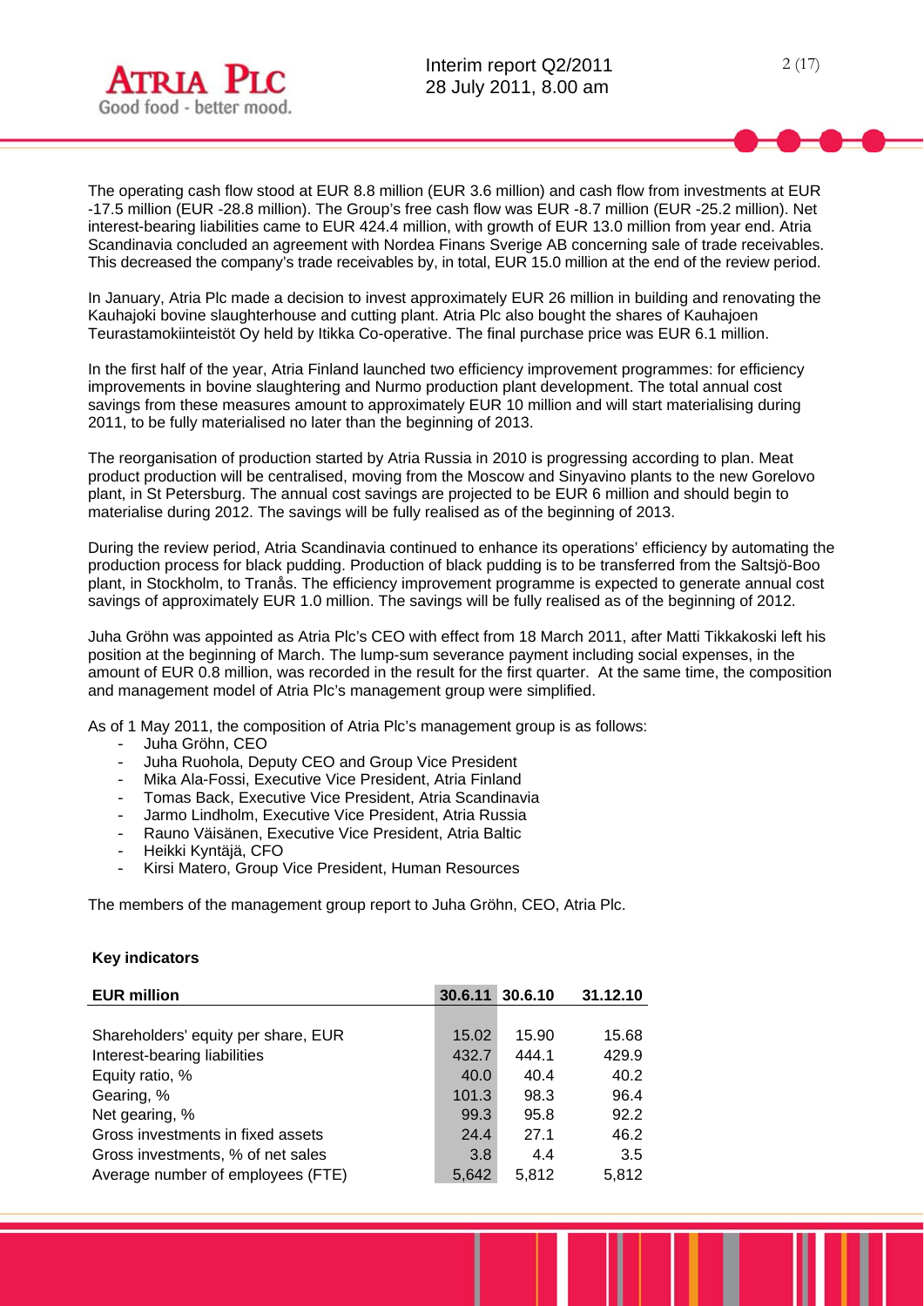The operating cash flow stood at EUR 8.8 million (EUR 3.6 million) and cash flow from investments at EUR -17.5 million (EUR -28.8 million). The Group's free cash flow was EUR -8.7 million (EUR -25.2 million). Net interest-bearing liabilities came to EUR 424.4 million, with growth of EUR 13.0 million from year end. Atria Scandinavia concluded an agreement with Nordea Finans Sverige AB concerning sale of trade receivables. This decreased the company's trade receivables by, in total, EUR 15.0 million at the end of the review period.

In January, Atria Plc made a decision to invest approximately EUR 26 million in building and renovating the Kauhajoki bovine slaughterhouse and cutting plant. Atria Plc also bought the shares of Kauhajoen Teurastamokiinteistöt Oy held by Itikka Co-operative. The final purchase price was EUR 6.1 million.

In the first half of the year, Atria Finland launched two efficiency improvement programmes: for efficiency improvements in bovine slaughtering and Nurmo production plant development. The total annual cost savings from these measures amount to approximately EUR 10 million and will start materialising during 2011, to be fully materialised no later than the beginning of 2013.

The reorganisation of production started by Atria Russia in 2010 is progressing according to plan. Meat product production will be centralised, moving from the Moscow and Sinyavino plants to the new Gorelovo plant, in St Petersburg. The annual cost savings are projected to be EUR 6 million and should begin to materialise during 2012. The savings will be fully realised as of the beginning of 2013.

During the review period, Atria Scandinavia continued to enhance its operations' efficiency by automating the production process for black pudding. Production of black pudding is to be transferred from the Saltsjö-Boo plant, in Stockholm, to Tranås. The efficiency improvement programme is expected to generate annual cost savings of approximately EUR 1.0 million. The savings will be fully realised as of the beginning of 2012.

Juha Gröhn was appointed as Atria Plc's CEO with effect from 18 March 2011, after Matti Tikkakoski left his position at the beginning of March. The lump-sum severance payment including social expenses, in the amount of EUR 0.8 million, was recorded in the result for the first quarter. At the same time, the composition and management model of Atria Plc's management group were simplified.

As of 1 May 2011, the composition of Atria Plc's management group is as follows:

- Juha Gröhn, CEO
- Juha Ruohola, Deputy CEO and Group Vice President
- Mika Ala-Fossi, Executive Vice President, Atria Finland
- Tomas Back, Executive Vice President, Atria Scandinavia
- Jarmo Lindholm, Executive Vice President, Atria Russia
- Rauno Väisänen, Executive Vice President, Atria Baltic
- Heikki Kyntäjä, CFO
- Kirsi Matero, Group Vice President, Human Resources

The members of the management group report to Juha Gröhn, CEO, Atria Plc.

### Key indicators

| EUR million | 30.6.11 | 30.6.10 | 31.12.10 |
|---|---|---|---|
| Shareholders' equity per share, EUR | 15.02 | 15.90 | 15.68 |
| Interest-bearing liabilities | 432.7 | 444.1 | 429.9 |
| Equity ratio, % | 40.0 | 40.4 | 40.2 |
| Gearing, % | 101.3 | 98.3 | 96.4 |
| Net gearing, % | 99.3 | 95.8 | 92.2 |
| Gross investments in fixed assets | 24.4 | 27.1 | 46.2 |
| Gross investments, % of net sales | 3.8 | 4.4 | 3.5 |
| Average number of employees (FTE) | 5,642 | 5,812 | 5,812 |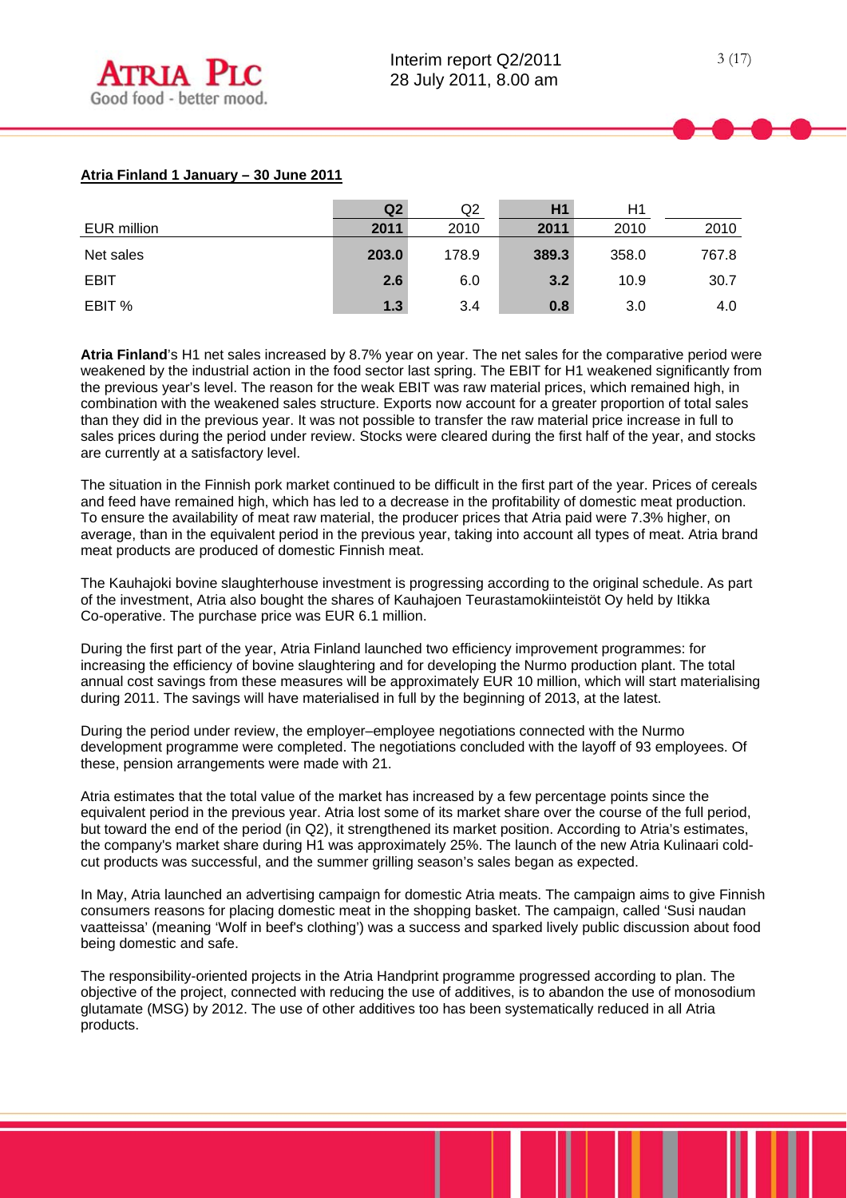**Atria Finland 1 January – 30 June 2011**

| EUR million | Q2 2011 | Q2 2010 | H1 2011 | H1 2010 | 2010 |
|---|---|---|---|---|---|
| Net sales | **203.0** | 178.9 | **389.3** | 358.0 | 767.8 |
| EBIT | **2.6** | 6.0 | **3.2** | 10.9 | 30.7 |
| EBIT % | **1.3** | 3.4 | **0.8** | 3.0 | 4.0 |

**Atria Finland**'s H1 net sales increased by 8.7% year on year. The net sales for the comparative period were weakened by the industrial action in the food sector last spring. The EBIT for H1 weakened significantly from the previous year's level. The reason for the weak EBIT was raw material prices, which remained high, in combination with the weakened sales structure. Exports now account for a greater proportion of total sales than they did in the previous year. It was not possible to transfer the raw material price increase in full to sales prices during the period under review. Stocks were cleared during the first half of the year, and stocks are currently at a satisfactory level.

The situation in the Finnish pork market continued to be difficult in the first part of the year. Prices of cereals and feed have remained high, which has led to a decrease in the profitability of domestic meat production. To ensure the availability of meat raw material, the producer prices that Atria paid were 7.3% higher, on average, than in the equivalent period in the previous year, taking into account all types of meat. Atria brand meat products are produced of domestic Finnish meat.

The Kauhajoki bovine slaughterhouse investment is progressing according to the original schedule. As part of the investment, Atria also bought the shares of Kauhajoen Teurastamokiinteistöt Oy held by Itikka Co-operative. The purchase price was EUR 6.1 million.

During the first part of the year, Atria Finland launched two efficiency improvement programmes: for increasing the efficiency of bovine slaughtering and for developing the Nurmo production plant. The total annual cost savings from these measures will be approximately EUR 10 million, which will start materialising during 2011. The savings will have materialised in full by the beginning of 2013, at the latest.

During the period under review, the employer–employee negotiations connected with the Nurmo development programme were completed. The negotiations concluded with the layoff of 93 employees. Of these, pension arrangements were made with 21.

Atria estimates that the total value of the market has increased by a few percentage points since the equivalent period in the previous year. Atria lost some of its market share over the course of the full period, but toward the end of the period (in Q2), it strengthened its market position. According to Atria's estimates, the company's market share during H1 was approximately 25%. The launch of the new Atria Kulinaari cold-cut products was successful, and the summer grilling season's sales began as expected.

In May, Atria launched an advertising campaign for domestic Atria meats. The campaign aims to give Finnish consumers reasons for placing domestic meat in the shopping basket. The campaign, called 'Susi naudan vaatteissa' (meaning 'Wolf in beef's clothing') was a success and sparked lively public discussion about food being domestic and safe.

The responsibility-oriented projects in the Atria Handprint programme progressed according to plan. The objective of the project, connected with reducing the use of additives, is to abandon the use of monosodium glutamate (MSG) by 2012. The use of other additives too has been systematically reduced in all Atria products.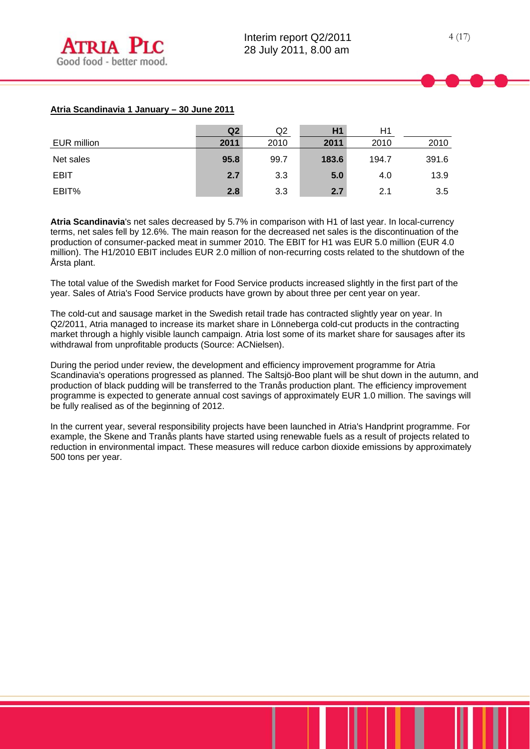**Atria Scandinavia 1 January – 30 June 2011**

| EUR million | Q2 2011 | Q2 2010 | H1 2011 | H1 2010 | 2010 |
|---|---|---|---|---|---|
| Net sales | **95.8** | 99.7 | **183.6** | 194.7 | 391.6 |
| EBIT | **2.7** | 3.3 | **5.0** | 4.0 | 13.9 |
| EBIT% | **2.8** | 3.3 | **2.7** | 2.1 | 3.5 |

**Atria Scandinavia**'s net sales decreased by 5.7% in comparison with H1 of last year. In local-currency terms, net sales fell by 12.6%. The main reason for the decreased net sales is the discontinuation of the production of consumer-packed meat in summer 2010. The EBIT for H1 was EUR 5.0 million (EUR 4.0 million). The H1/2010 EBIT includes EUR 2.0 million of non-recurring costs related to the shutdown of the Årsta plant.

The total value of the Swedish market for Food Service products increased slightly in the first part of the year. Sales of Atria's Food Service products have grown by about three per cent year on year.

The cold-cut and sausage market in the Swedish retail trade has contracted slightly year on year. In Q2/2011, Atria managed to increase its market share in Lönneberga cold-cut products in the contracting market through a highly visible launch campaign. Atria lost some of its market share for sausages after its withdrawal from unprofitable products (Source: ACNielsen).

During the period under review, the development and efficiency improvement programme for Atria Scandinavia's operations progressed as planned. The Saltsjö-Boo plant will be shut down in the autumn, and production of black pudding will be transferred to the Tranås production plant. The efficiency improvement programme is expected to generate annual cost savings of approximately EUR 1.0 million. The savings will be fully realised as of the beginning of 2012.

In the current year, several responsibility projects have been launched in Atria's Handprint programme. For example, the Skene and Tranås plants have started using renewable fuels as a result of projects related to reduction in environmental impact. These measures will reduce carbon dioxide emissions by approximately 500 tons per year.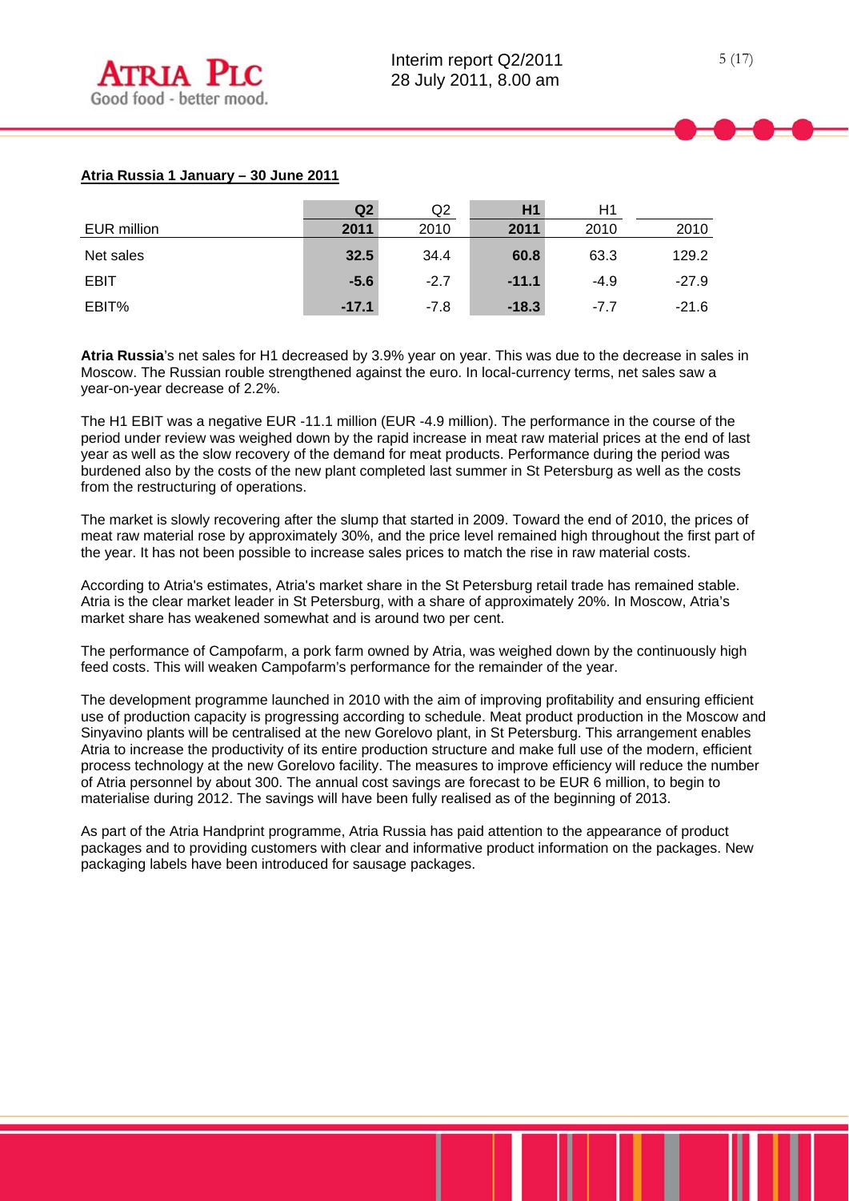**Atria Russia 1 January – 30 June 2011**

| EUR million | **Q2 2011** | Q2 2010 | **H1 2011** | H1 2010 | 2010 |
|---|---|---|---|---|---|
| Net sales | **32.5** | 34.4 | **60.8** | 63.3 | 129.2 |
| EBIT | **-5.6** | -2.7 | **-11.1** | -4.9 | -27.9 |
| EBIT% | **-17.1** | -7.8 | **-18.3** | -7.7 | -21.6 |

**Atria Russia**'s net sales for H1 decreased by 3.9% year on year. This was due to the decrease in sales in Moscow. The Russian rouble strengthened against the euro. In local-currency terms, net sales saw a year-on-year decrease of 2.2%.

The H1 EBIT was a negative EUR -11.1 million (EUR -4.9 million). The performance in the course of the period under review was weighed down by the rapid increase in meat raw material prices at the end of last year as well as the slow recovery of the demand for meat products. Performance during the period was burdened also by the costs of the new plant completed last summer in St Petersburg as well as the costs from the restructuring of operations.

The market is slowly recovering after the slump that started in 2009. Toward the end of 2010, the prices of meat raw material rose by approximately 30%, and the price level remained high throughout the first part of the year. It has not been possible to increase sales prices to match the rise in raw material costs.

According to Atria's estimates, Atria's market share in the St Petersburg retail trade has remained stable. Atria is the clear market leader in St Petersburg, with a share of approximately 20%. In Moscow, Atria's market share has weakened somewhat and is around two per cent.

The performance of Campofarm, a pork farm owned by Atria, was weighed down by the continuously high feed costs. This will weaken Campofarm's performance for the remainder of the year.

The development programme launched in 2010 with the aim of improving profitability and ensuring efficient use of production capacity is progressing according to schedule. Meat product production in the Moscow and Sinyavino plants will be centralised at the new Gorelovo plant, in St Petersburg. This arrangement enables Atria to increase the productivity of its entire production structure and make full use of the modern, efficient process technology at the new Gorelovo facility. The measures to improve efficiency will reduce the number of Atria personnel by about 300. The annual cost savings are forecast to be EUR 6 million, to begin to materialise during 2012. The savings will have been fully realised as of the beginning of 2013.

As part of the Atria Handprint programme, Atria Russia has paid attention to the appearance of product packages and to providing customers with clear and informative product information on the packages. New packaging labels have been introduced for sausage packages.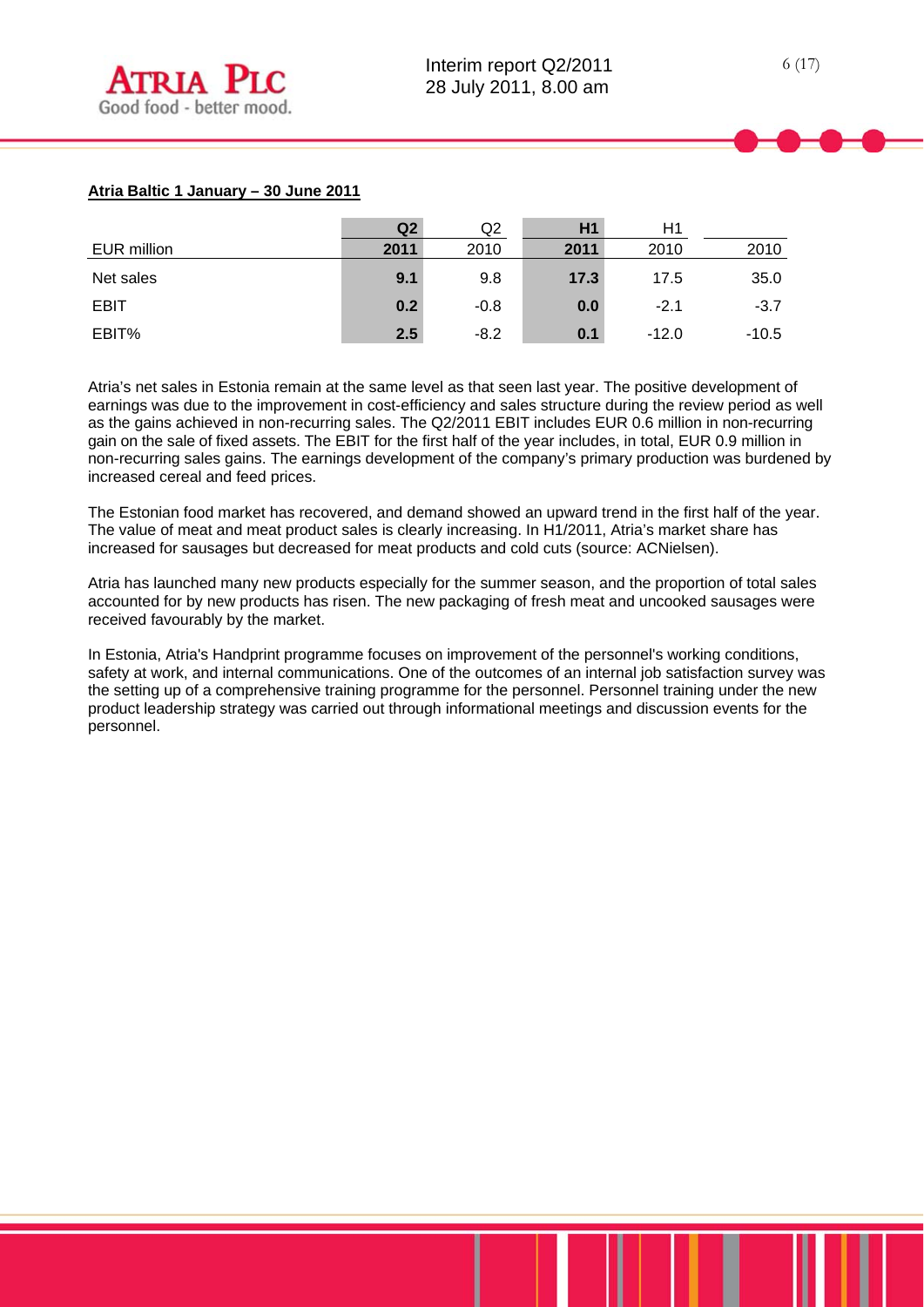**Atria Baltic 1 January – 30 June 2011**

| EUR million | Q2 2011 | Q2 2010 | H1 2011 | H1 2010 | 2010 |
|---|---|---|---|---|---|
| Net sales | **9.1** | 9.8 | **17.3** | 17.5 | 35.0 |
| EBIT | **0.2** | -0.8 | **0.0** | -2.1 | -3.7 |
| EBIT% | **2.5** | -8.2 | **0.1** | -12.0 | -10.5 |

Atria's net sales in Estonia remain at the same level as that seen last year. The positive development of earnings was due to the improvement in cost-efficiency and sales structure during the review period as well as the gains achieved in non-recurring sales. The Q2/2011 EBIT includes EUR 0.6 million in non-recurring gain on the sale of fixed assets. The EBIT for the first half of the year includes, in total, EUR 0.9 million in non-recurring sales gains. The earnings development of the company's primary production was burdened by increased cereal and feed prices.

The Estonian food market has recovered, and demand showed an upward trend in the first half of the year. The value of meat and meat product sales is clearly increasing. In H1/2011, Atria's market share has increased for sausages but decreased for meat products and cold cuts (source: ACNielsen).

Atria has launched many new products especially for the summer season, and the proportion of total sales accounted for by new products has risen. The new packaging of fresh meat and uncooked sausages were received favourably by the market.

In Estonia, Atria's Handprint programme focuses on improvement of the personnel's working conditions, safety at work, and internal communications. One of the outcomes of an internal job satisfaction survey was the setting up of a comprehensive training programme for the personnel. Personnel training under the new product leadership strategy was carried out through informational meetings and discussion events for the personnel.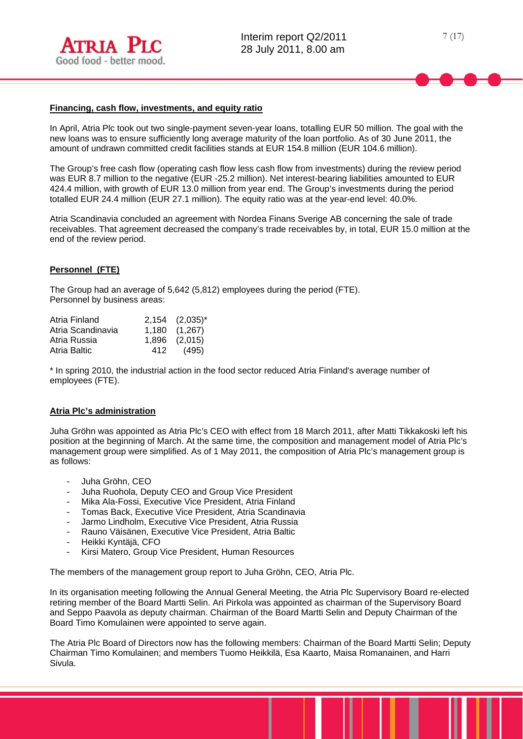## Financing, cash flow, investments, and equity ratio

In April, Atria Plc took out two single-payment seven-year loans, totalling EUR 50 million. The goal with the new loans was to ensure sufficiently long average maturity of the loan portfolio. As of 30 June 2011, the amount of undrawn committed credit facilities stands at EUR 154.8 million (EUR 104.6 million).

The Group's free cash flow (operating cash flow less cash flow from investments) during the review period was EUR 8.7 million to the negative (EUR -25.2 million). Net interest-bearing liabilities amounted to EUR 424.4 million, with growth of EUR 13.0 million from year end. The Group's investments during the period totalled EUR 24.4 million (EUR 27.1 million). The equity ratio was at the year-end level: 40.0%.

Atria Scandinavia concluded an agreement with Nordea Finans Sverige AB concerning the sale of trade receivables. That agreement decreased the company's trade receivables by, in total, EUR 15.0 million at the end of the review period.

## Personnel (FTE)

The Group had an average of 5,642 (5,812) employees during the period (FTE).
Personnel by business areas:

| | | |
|---|---|---|
| Atria Finland | 2,154 | (2,035)* |
| Atria Scandinavia | 1,180 | (1,267) |
| Atria Russia | 1,896 | (2,015) |
| Atria Baltic | 412 | (495) |

* In spring 2010, the industrial action in the food sector reduced Atria Finland's average number of employees (FTE).

## Atria Plc's administration

Juha Gröhn was appointed as Atria Plc's CEO with effect from 18 March 2011, after Matti Tikkakoski left his position at the beginning of March. At the same time, the composition and management model of Atria Plc's management group were simplified. As of 1 May 2011, the composition of Atria Plc's management group is as follows:

- Juha Gröhn, CEO
- Juha Ruohola, Deputy CEO and Group Vice President
- Mika Ala-Fossi, Executive Vice President, Atria Finland
- Tomas Back, Executive Vice President, Atria Scandinavia
- Jarmo Lindholm, Executive Vice President, Atria Russia
- Rauno Väisänen, Executive Vice President, Atria Baltic
- Heikki Kyntäjä, CFO
- Kirsi Matero, Group Vice President, Human Resources

The members of the management group report to Juha Gröhn, CEO, Atria Plc.

In its organisation meeting following the Annual General Meeting, the Atria Plc Supervisory Board re-elected retiring member of the Board Martti Selin. Ari Pirkola was appointed as chairman of the Supervisory Board and Seppo Paavola as deputy chairman. Chairman of the Board Martti Selin and Deputy Chairman of the Board Timo Komulainen were appointed to serve again.

The Atria Plc Board of Directors now has the following members: Chairman of the Board Martti Selin; Deputy Chairman Timo Komulainen; and members Tuomo Heikkilä, Esa Kaarto, Maisa Romanainen, and Harri Sivula.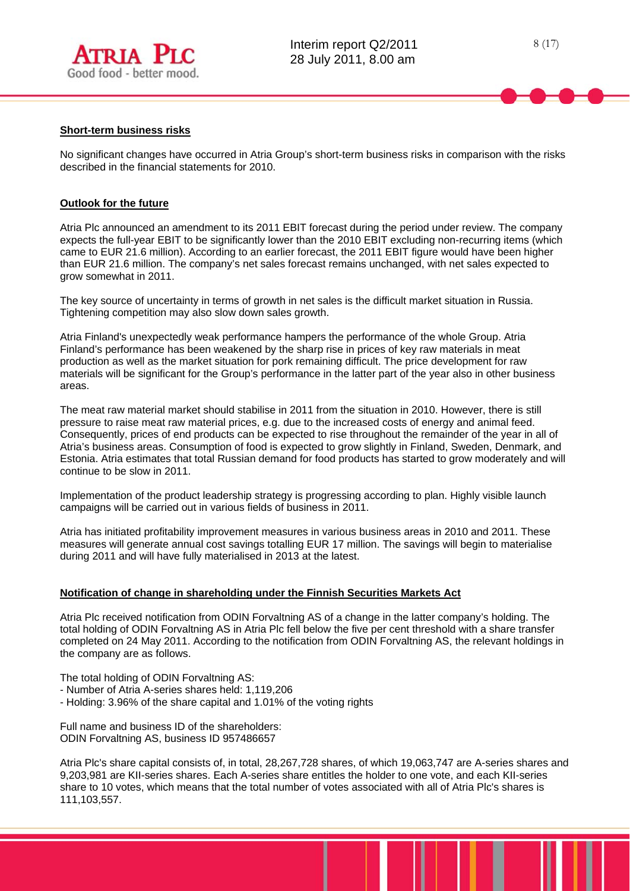## Short-term business risks

No significant changes have occurred in Atria Group's short-term business risks in comparison with the risks described in the financial statements for 2010.

## Outlook for the future

Atria Plc announced an amendment to its 2011 EBIT forecast during the period under review. The company expects the full-year EBIT to be significantly lower than the 2010 EBIT excluding non-recurring items (which came to EUR 21.6 million). According to an earlier forecast, the 2011 EBIT figure would have been higher than EUR 21.6 million. The company's net sales forecast remains unchanged, with net sales expected to grow somewhat in 2011.

The key source of uncertainty in terms of growth in net sales is the difficult market situation in Russia. Tightening competition may also slow down sales growth.

Atria Finland's unexpectedly weak performance hampers the performance of the whole Group. Atria Finland's performance has been weakened by the sharp rise in prices of key raw materials in meat production as well as the market situation for pork remaining difficult. The price development for raw materials will be significant for the Group's performance in the latter part of the year also in other business areas.

The meat raw material market should stabilise in 2011 from the situation in 2010. However, there is still pressure to raise meat raw material prices, e.g. due to the increased costs of energy and animal feed. Consequently, prices of end products can be expected to rise throughout the remainder of the year in all of Atria's business areas. Consumption of food is expected to grow slightly in Finland, Sweden, Denmark, and Estonia. Atria estimates that total Russian demand for food products has started to grow moderately and will continue to be slow in 2011.

Implementation of the product leadership strategy is progressing according to plan. Highly visible launch campaigns will be carried out in various fields of business in 2011.

Atria has initiated profitability improvement measures in various business areas in 2010 and 2011. These measures will generate annual cost savings totalling EUR 17 million. The savings will begin to materialise during 2011 and will have fully materialised in 2013 at the latest.

## Notification of change in shareholding under the Finnish Securities Markets Act

Atria Plc received notification from ODIN Forvaltning AS of a change in the latter company's holding. The total holding of ODIN Forvaltning AS in Atria Plc fell below the five per cent threshold with a share transfer completed on 24 May 2011. According to the notification from ODIN Forvaltning AS, the relevant holdings in the company are as follows.

The total holding of ODIN Forvaltning AS:
- Number of Atria A-series shares held: 1,119,206
- Holding: 3.96% of the share capital and 1.01% of the voting rights

Full name and business ID of the shareholders:
ODIN Forvaltning AS, business ID 957486657

Atria Plc's share capital consists of, in total, 28,267,728 shares, of which 19,063,747 are A-series shares and 9,203,981 are KII-series shares. Each A-series share entitles the holder to one vote, and each KII-series share to 10 votes, which means that the total number of votes associated with all of Atria Plc's shares is 111,103,557.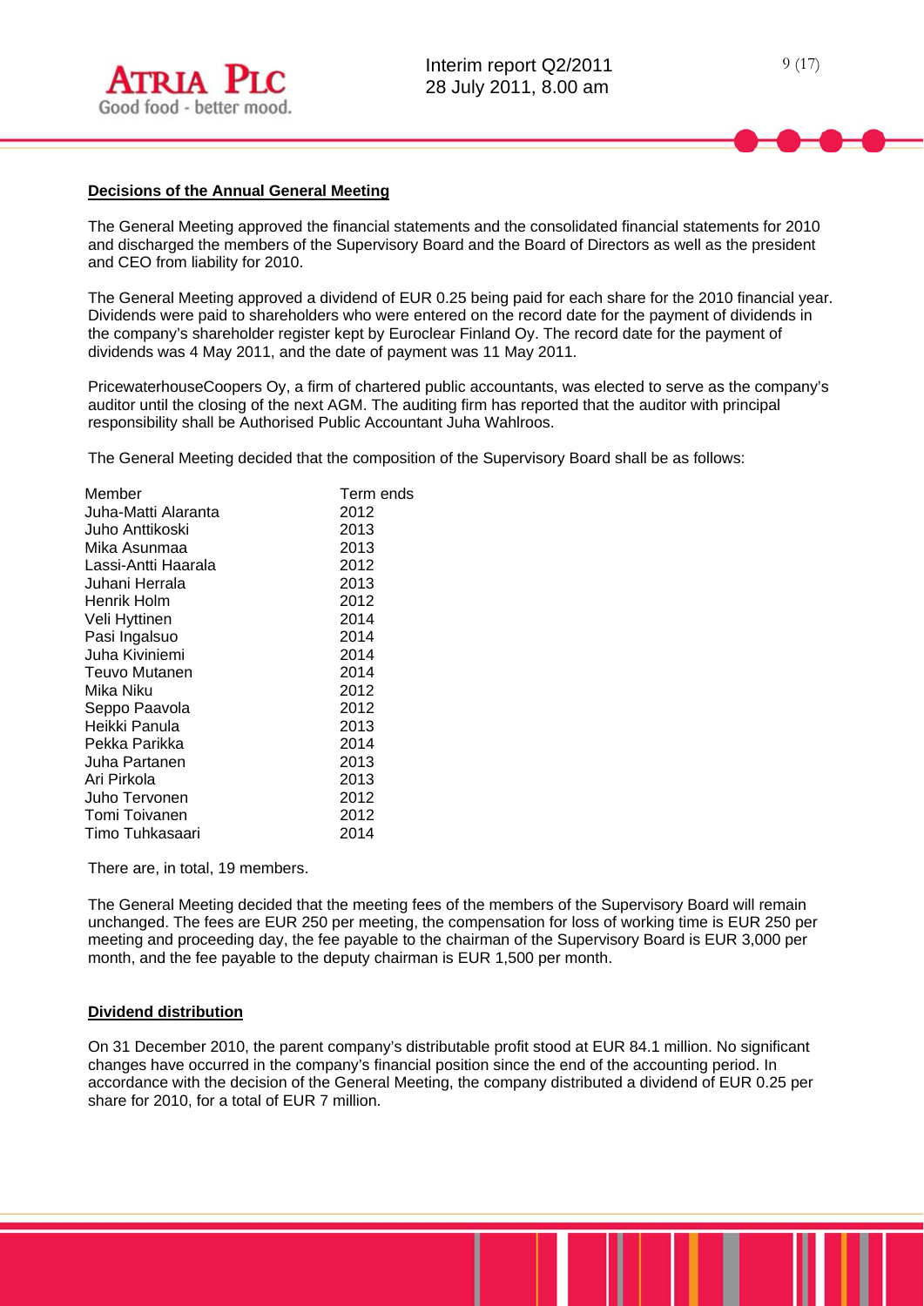## Decisions of the Annual General Meeting

The General Meeting approved the financial statements and the consolidated financial statements for 2010 and discharged the members of the Supervisory Board and the Board of Directors as well as the president and CEO from liability for 2010.

The General Meeting approved a dividend of EUR 0.25 being paid for each share for the 2010 financial year. Dividends were paid to shareholders who were entered on the record date for the payment of dividends in the company's shareholder register kept by Euroclear Finland Oy. The record date for the payment of dividends was 4 May 2011, and the date of payment was 11 May 2011.

PricewaterhouseCoopers Oy, a firm of chartered public accountants, was elected to serve as the company's auditor until the closing of the next AGM. The auditing firm has reported that the auditor with principal responsibility shall be Authorised Public Accountant Juha Wahlroos.

The General Meeting decided that the composition of the Supervisory Board shall be as follows:

| Member | Term ends |
|---|---|
| Juha-Matti Alaranta | 2012 |
| Juho Anttikoski | 2013 |
| Mika Asunmaa | 2013 |
| Lassi-Antti Haarala | 2012 |
| Juhani Herrala | 2013 |
| Henrik Holm | 2012 |
| Veli Hyttinen | 2014 |
| Pasi Ingalsuo | 2014 |
| Juha Kiviniemi | 2014 |
| Teuvo Mutanen | 2014 |
| Mika Niku | 2012 |
| Seppo Paavola | 2012 |
| Heikki Panula | 2013 |
| Pekka Parikka | 2014 |
| Juha Partanen | 2013 |
| Ari Pirkola | 2013 |
| Juho Tervonen | 2012 |
| Tomi Toivanen | 2012 |
| Timo Tuhkasaari | 2014 |

There are, in total, 19 members.

The General Meeting decided that the meeting fees of the members of the Supervisory Board will remain unchanged. The fees are EUR 250 per meeting, the compensation for loss of working time is EUR 250 per meeting and proceeding day, the fee payable to the chairman of the Supervisory Board is EUR 3,000 per month, and the fee payable to the deputy chairman is EUR 1,500 per month.

## Dividend distribution

On 31 December 2010, the parent company's distributable profit stood at EUR 84.1 million. No significant changes have occurred in the company's financial position since the end of the accounting period. In accordance with the decision of the General Meeting, the company distributed a dividend of EUR 0.25 per share for 2010, for a total of EUR 7 million.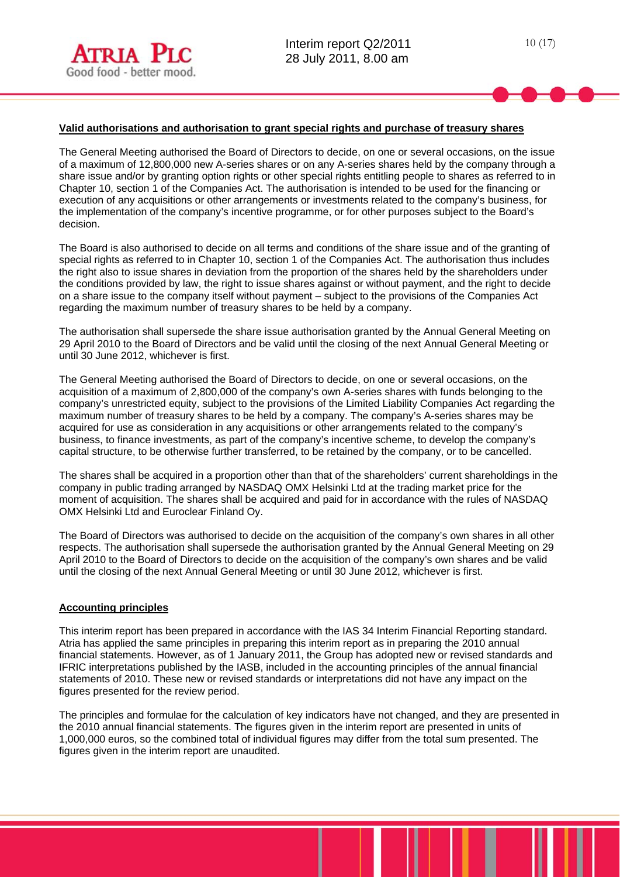## Valid authorisations and authorisation to grant special rights and purchase of treasury shares

The General Meeting authorised the Board of Directors to decide, on one or several occasions, on the issue of a maximum of 12,800,000 new A-series shares or on any A-series shares held by the company through a share issue and/or by granting option rights or other special rights entitling people to shares as referred to in Chapter 10, section 1 of the Companies Act. The authorisation is intended to be used for the financing or execution of any acquisitions or other arrangements or investments related to the company's business, for the implementation of the company's incentive programme, or for other purposes subject to the Board's decision.

The Board is also authorised to decide on all terms and conditions of the share issue and of the granting of special rights as referred to in Chapter 10, section 1 of the Companies Act. The authorisation thus includes the right also to issue shares in deviation from the proportion of the shares held by the shareholders under the conditions provided by law, the right to issue shares against or without payment, and the right to decide on a share issue to the company itself without payment – subject to the provisions of the Companies Act regarding the maximum number of treasury shares to be held by a company.

The authorisation shall supersede the share issue authorisation granted by the Annual General Meeting on 29 April 2010 to the Board of Directors and be valid until the closing of the next Annual General Meeting or until 30 June 2012, whichever is first.

The General Meeting authorised the Board of Directors to decide, on one or several occasions, on the acquisition of a maximum of 2,800,000 of the company's own A-series shares with funds belonging to the company's unrestricted equity, subject to the provisions of the Limited Liability Companies Act regarding the maximum number of treasury shares to be held by a company. The company's A-series shares may be acquired for use as consideration in any acquisitions or other arrangements related to the company's business, to finance investments, as part of the company's incentive scheme, to develop the company's capital structure, to be otherwise further transferred, to be retained by the company, or to be cancelled.

The shares shall be acquired in a proportion other than that of the shareholders' current shareholdings in the company in public trading arranged by NASDAQ OMX Helsinki Ltd at the trading market price for the moment of acquisition. The shares shall be acquired and paid for in accordance with the rules of NASDAQ OMX Helsinki Ltd and Euroclear Finland Oy.

The Board of Directors was authorised to decide on the acquisition of the company's own shares in all other respects. The authorisation shall supersede the authorisation granted by the Annual General Meeting on 29 April 2010 to the Board of Directors to decide on the acquisition of the company's own shares and be valid until the closing of the next Annual General Meeting or until 30 June 2012, whichever is first.

## Accounting principles

This interim report has been prepared in accordance with the IAS 34 Interim Financial Reporting standard. Atria has applied the same principles in preparing this interim report as in preparing the 2010 annual financial statements. However, as of 1 January 2011, the Group has adopted new or revised standards and IFRIC interpretations published by the IASB, included in the accounting principles of the annual financial statements of 2010. These new or revised standards or interpretations did not have any impact on the figures presented for the review period.

The principles and formulae for the calculation of key indicators have not changed, and they are presented in the 2010 annual financial statements. The figures given in the interim report are presented in units of 1,000,000 euros, so the combined total of individual figures may differ from the total sum presented. The figures given in the interim report are unaudited.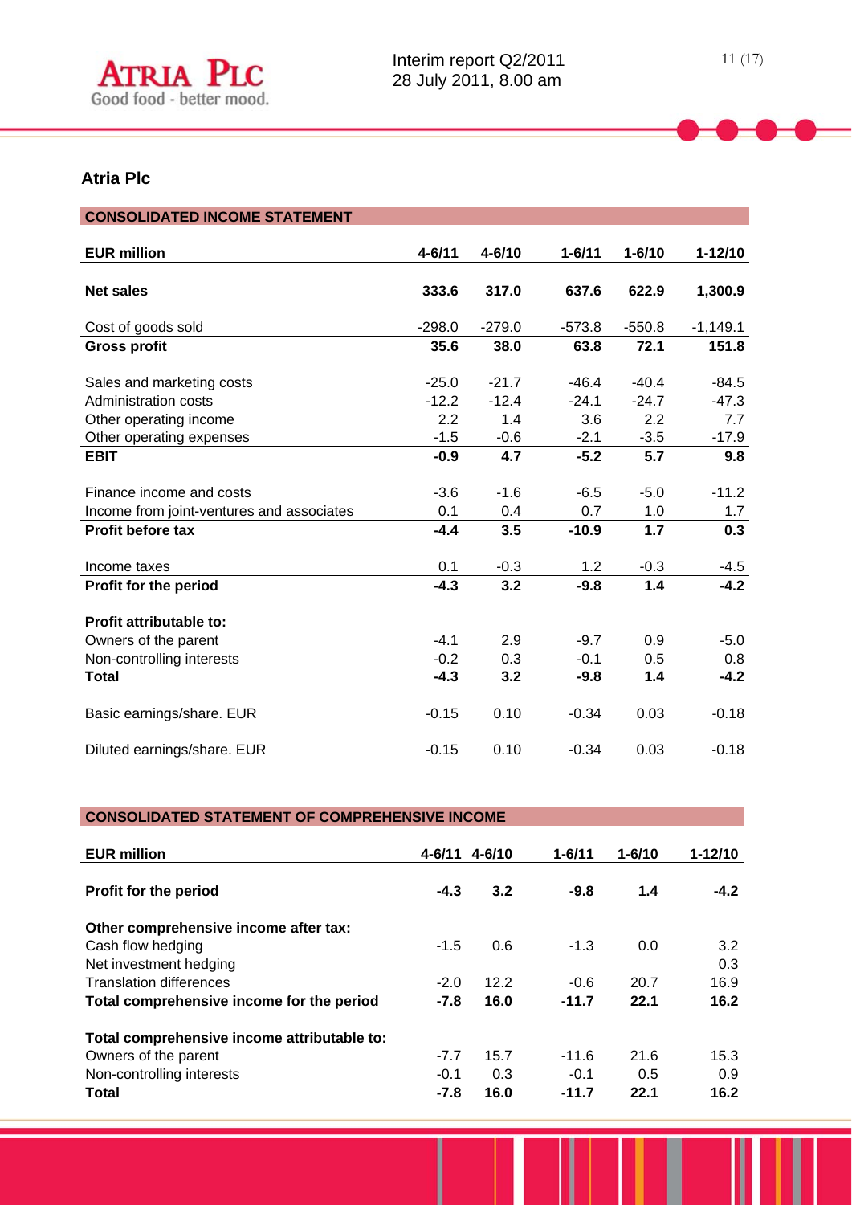## Atria Plc

### CONSOLIDATED INCOME STATEMENT

| EUR million | 4-6/11 | 4-6/10 | 1-6/11 | 1-6/10 | 1-12/10 |
|---|---|---|---|---|---|
| **Net sales** | **333.6** | **317.0** | **637.6** | **622.9** | **1,300.9** |
| Cost of goods sold | -298.0 | -279.0 | -573.8 | -550.8 | -1,149.1 |
| **Gross profit** | **35.6** | **38.0** | **63.8** | **72.1** | **151.8** |
| Sales and marketing costs | -25.0 | -21.7 | -46.4 | -40.4 | -84.5 |
| Administration costs | -12.2 | -12.4 | -24.1 | -24.7 | -47.3 |
| Other operating income | 2.2 | 1.4 | 3.6 | 2.2 | 7.7 |
| Other operating expenses | -1.5 | -0.6 | -2.1 | -3.5 | -17.9 |
| **EBIT** | **-0.9** | **4.7** | **-5.2** | **5.7** | **9.8** |
| Finance income and costs | -3.6 | -1.6 | -6.5 | -5.0 | -11.2 |
| Income from joint-ventures and associates | 0.1 | 0.4 | 0.7 | 1.0 | 1.7 |
| **Profit before tax** | **-4.4** | **3.5** | **-10.9** | **1.7** | **0.3** |
| Income taxes | 0.1 | -0.3 | 1.2 | -0.3 | -4.5 |
| **Profit for the period** | **-4.3** | **3.2** | **-9.8** | **1.4** | **-4.2** |
| **Profit attributable to:** | | | | | |
| Owners of the parent | -4.1 | 2.9 | -9.7 | 0.9 | -5.0 |
| Non-controlling interests | -0.2 | 0.3 | -0.1 | 0.5 | 0.8 |
| **Total** | **-4.3** | **3.2** | **-9.8** | **1.4** | **-4.2** |
| Basic earnings/share. EUR | -0.15 | 0.10 | -0.34 | 0.03 | -0.18 |
| Diluted earnings/share. EUR | -0.15 | 0.10 | -0.34 | 0.03 | -0.18 |

### CONSOLIDATED STATEMENT OF COMPREHENSIVE INCOME

| EUR million | 4-6/11 | 4-6/10 | 1-6/11 | 1-6/10 | 1-12/10 |
|---|---|---|---|---|---|
| **Profit for the period** | **-4.3** | **3.2** | **-9.8** | **1.4** | **-4.2** |
| **Other comprehensive income after tax:** | | | | | |
| Cash flow hedging | -1.5 | 0.6 | -1.3 | 0.0 | 3.2 |
| Net investment hedging | | | | | 0.3 |
| Translation differences | -2.0 | 12.2 | -0.6 | 20.7 | 16.9 |
| **Total comprehensive income for the period** | **-7.8** | **16.0** | **-11.7** | **22.1** | **16.2** |
| **Total comprehensive income attributable to:** | | | | | |
| Owners of the parent | -7.7 | 15.7 | -11.6 | 21.6 | 15.3 |
| Non-controlling interests | -0.1 | 0.3 | -0.1 | 0.5 | 0.9 |
| **Total** | **-7.8** | **16.0** | **-11.7** | **22.1** | **16.2** |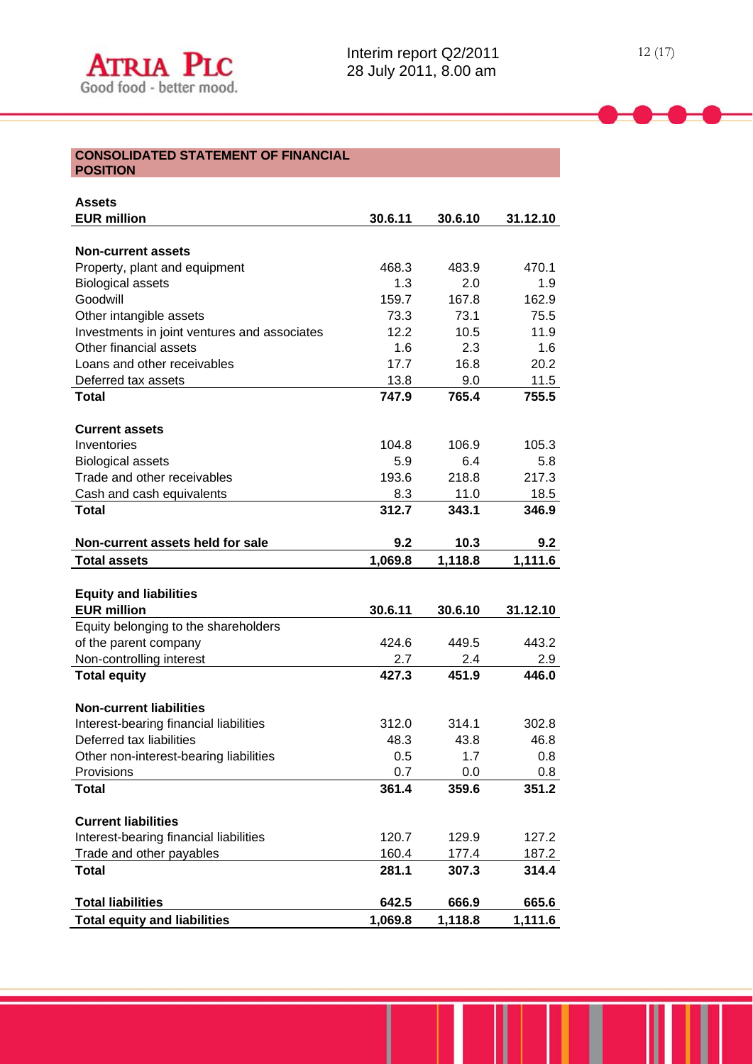## CONSOLIDATED STATEMENT OF FINANCIAL POSITION

| **Assets**<br>**EUR million** | **30.6.11** | **30.6.10** | **31.12.10** |
|---|---|---|---|
| **Non-current assets** | | | |
| Property, plant and equipment | 468.3 | 483.9 | 470.1 |
| Biological assets | 1.3 | 2.0 | 1.9 |
| Goodwill | 159.7 | 167.8 | 162.9 |
| Other intangible assets | 73.3 | 73.1 | 75.5 |
| Investments in joint ventures and associates | 12.2 | 10.5 | 11.9 |
| Other financial assets | 1.6 | 2.3 | 1.6 |
| Loans and other receivables | 17.7 | 16.8 | 20.2 |
| Deferred tax assets | 13.8 | 9.0 | 11.5 |
| **Total** | **747.9** | **765.4** | **755.5** |
| **Current assets** | | | |
| Inventories | 104.8 | 106.9 | 105.3 |
| Biological assets | 5.9 | 6.4 | 5.8 |
| Trade and other receivables | 193.6 | 218.8 | 217.3 |
| Cash and cash equivalents | 8.3 | 11.0 | 18.5 |
| **Total** | **312.7** | **343.1** | **346.9** |
| **Non-current assets held for sale** | **9.2** | **10.3** | **9.2** |
| **Total assets** | **1,069.8** | **1,118.8** | **1,111.6** |

| **Equity and liabilities**<br>**EUR million** | **30.6.11** | **30.6.10** | **31.12.10** |
|---|---|---|---|
| Equity belonging to the shareholders of the parent company | 424.6 | 449.5 | 443.2 |
| Non-controlling interest | 2.7 | 2.4 | 2.9 |
| **Total equity** | **427.3** | **451.9** | **446.0** |
| **Non-current liabilities** | | | |
| Interest-bearing financial liabilities | 312.0 | 314.1 | 302.8 |
| Deferred tax liabilities | 48.3 | 43.8 | 46.8 |
| Other non-interest-bearing liabilities | 0.5 | 1.7 | 0.8 |
| Provisions | 0.7 | 0.0 | 0.8 |
| **Total** | **361.4** | **359.6** | **351.2** |
| **Current liabilities** | | | |
| Interest-bearing financial liabilities | 120.7 | 129.9 | 127.2 |
| Trade and other payables | 160.4 | 177.4 | 187.2 |
| **Total** | **281.1** | **307.3** | **314.4** |
| **Total liabilities** | **642.5** | **666.9** | **665.6** |
| **Total equity and liabilities** | **1,069.8** | **1,118.8** | **1,111.6** |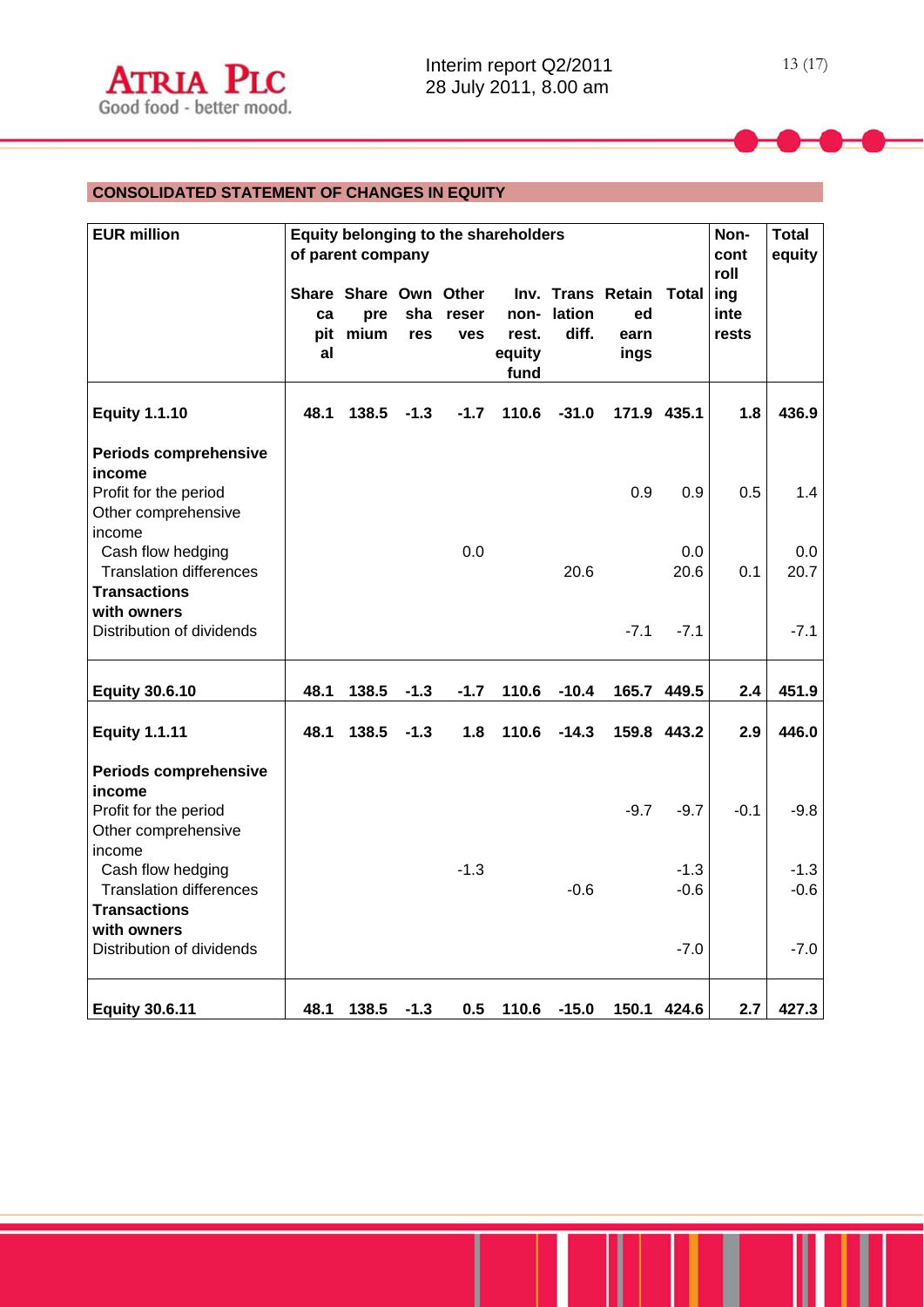## CONSOLIDATED STATEMENT OF CHANGES IN EQUITY

| EUR million | Equity belonging to the shareholders of parent company | | | | | | | | Non-controlling interests | Total equity |
|---|---|---|---|---|---|---|---|---|---|---|
| | Share capital | Share premium | Own shares | Other reserves | Inv. non-rest. equity fund | Translation diff. | Retained earnings | Total | | |
| **Equity 1.1.10** | **48.1** | **138.5** | **-1.3** | **-1.7** | **110.6** | **-31.0** | **171.9** | **435.1** | **1.8** | **436.9** |
| **Periods comprehensive income** | | | | | | | | | | |
| Profit for the period | | | | | | | 0.9 | 0.9 | 0.5 | 1.4 |
| Other comprehensive income | | | | | | | | | | |
| Cash flow hedging | | | | 0.0 | | | | 0.0 | | 0.0 |
| Translation differences | | | | | | 20.6 | | 20.6 | 0.1 | 20.7 |
| **Transactions with owners** | | | | | | | | | | |
| Distribution of dividends | | | | | | | -7.1 | -7.1 | | -7.1 |
| **Equity 30.6.10** | **48.1** | **138.5** | **-1.3** | **-1.7** | **110.6** | **-10.4** | **165.7** | **449.5** | **2.4** | **451.9** |
| **Equity 1.1.11** | **48.1** | **138.5** | **-1.3** | **1.8** | **110.6** | **-14.3** | **159.8** | **443.2** | **2.9** | **446.0** |
| **Periods comprehensive income** | | | | | | | | | | |
| Profit for the period | | | | | | | -9.7 | -9.7 | -0.1 | -9.8 |
| Other comprehensive income | | | | | | | | | | |
| Cash flow hedging | | | | -1.3 | | | | -1.3 | | -1.3 |
| Translation differences | | | | | | -0.6 | | -0.6 | | -0.6 |
| **Transactions with owners** | | | | | | | | | | |
| Distribution of dividends | | | | | | | | -7.0 | | -7.0 |
| **Equity 30.6.11** | **48.1** | **138.5** | **-1.3** | **0.5** | **110.6** | **-15.0** | **150.1** | **424.6** | **2.7** | **427.3** |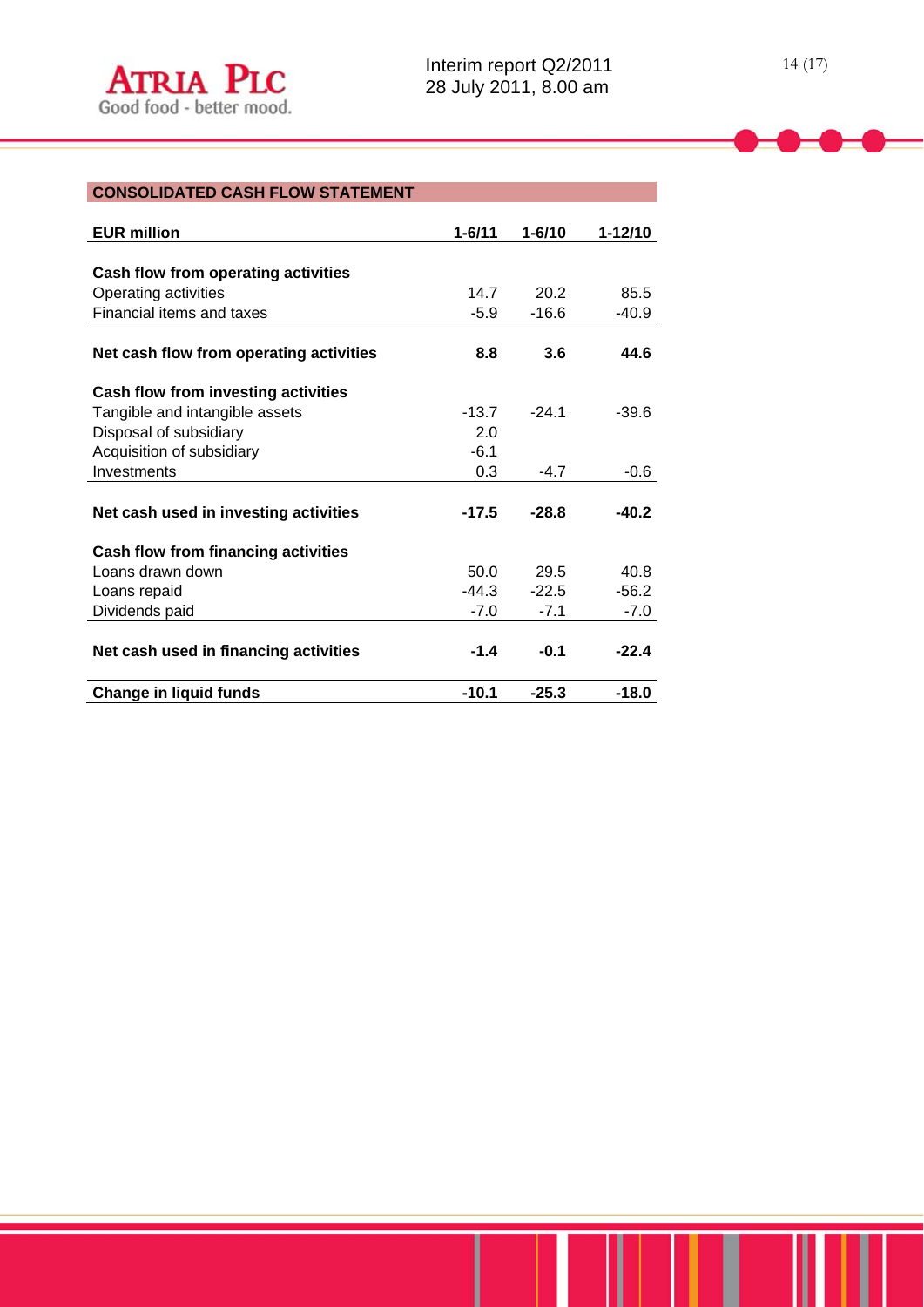## CONSOLIDATED CASH FLOW STATEMENT

| **EUR million** | **1-6/11** | **1-6/10** | **1-12/10** |
|---|---|---|---|
| **Cash flow from operating activities** | | | |
| Operating activities | 14.7 | 20.2 | 85.5 |
| Financial items and taxes | -5.9 | -16.6 | -40.9 |
| **Net cash flow from operating activities** | **8.8** | **3.6** | **44.6** |
| **Cash flow from investing activities** | | | |
| Tangible and intangible assets | -13.7 | -24.1 | -39.6 |
| Disposal of subsidiary | 2.0 | | |
| Acquisition of subsidiary | -6.1 | | |
| Investments | 0.3 | -4.7 | -0.6 |
| **Net cash used in investing activities** | **-17.5** | **-28.8** | **-40.2** |
| **Cash flow from financing activities** | | | |
| Loans drawn down | 50.0 | 29.5 | 40.8 |
| Loans repaid | -44.3 | -22.5 | -56.2 |
| Dividends paid | -7.0 | -7.1 | -7.0 |
| **Net cash used in financing activities** | **-1.4** | **-0.1** | **-22.4** |
| **Change in liquid funds** | **-10.1** | **-25.3** | **-18.0** |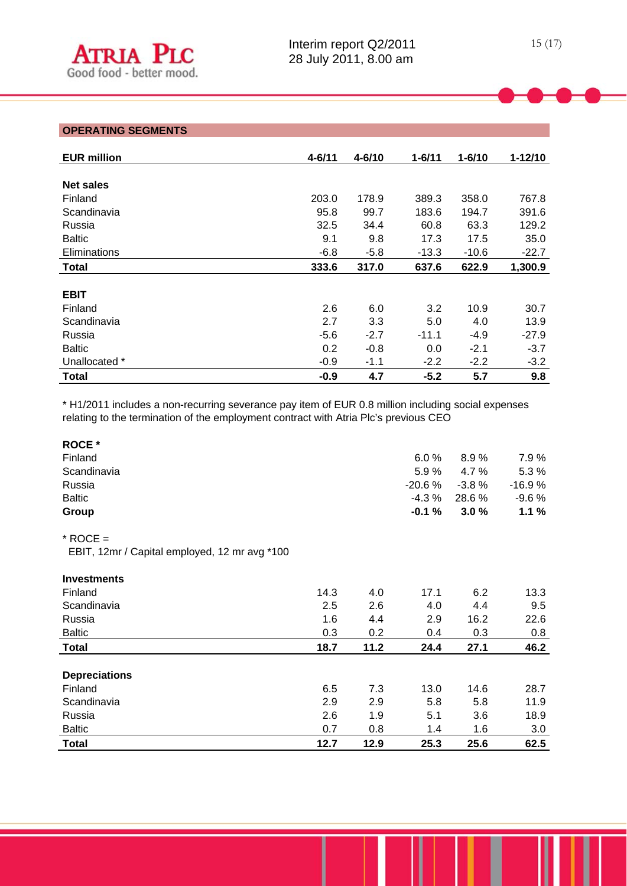## OPERATING SEGMENTS

| EUR million | 4-6/11 | 4-6/10 | 1-6/11 | 1-6/10 | 1-12/10 |
|---|---|---|---|---|---|
| **Net sales** | | | | | |
| Finland | 203.0 | 178.9 | 389.3 | 358.0 | 767.8 |
| Scandinavia | 95.8 | 99.7 | 183.6 | 194.7 | 391.6 |
| Russia | 32.5 | 34.4 | 60.8 | 63.3 | 129.2 |
| Baltic | 9.1 | 9.8 | 17.3 | 17.5 | 35.0 |
| Eliminations | -6.8 | -5.8 | -13.3 | -10.6 | -22.7 |
| **Total** | **333.6** | **317.0** | **637.6** | **622.9** | **1,300.9** |
| | | | | | |
| **EBIT** | | | | | |
| Finland | 2.6 | 6.0 | 3.2 | 10.9 | 30.7 |
| Scandinavia | 2.7 | 3.3 | 5.0 | 4.0 | 13.9 |
| Russia | -5.6 | -2.7 | -11.1 | -4.9 | -27.9 |
| Baltic | 0.2 | -0.8 | 0.0 | -2.1 | -3.7 |
| Unallocated * | -0.9 | -1.1 | -2.2 | -2.2 | -3.2 |
| **Total** | **-0.9** | **4.7** | **-5.2** | **5.7** | **9.8** |

* H1/2011 includes a non-recurring severance pay item of EUR 0.8 million including social expenses relating to the termination of the employment contract with Atria Plc's previous CEO

| **ROCE *** | | | | | |
|---|---|---|---|---|---|
| Finland | | | 6.0 % | 8.9 % | 7.9 % |
| Scandinavia | | | 5.9 % | 4.7 % | 5.3 % |
| Russia | | | -20.6 % | -3.8 % | -16.9 % |
| Baltic | | | -4.3 % | 28.6 % | -9.6 % |
| **Group** | | | **-0.1 %** | **3.0 %** | **1.1 %** |

* ROCE =
EBIT, 12mr / Capital employed, 12 mr avg *100

| **Investments** | | | | | |
|---|---|---|---|---|---|
| Finland | 14.3 | 4.0 | 17.1 | 6.2 | 13.3 |
| Scandinavia | 2.5 | 2.6 | 4.0 | 4.4 | 9.5 |
| Russia | 1.6 | 4.4 | 2.9 | 16.2 | 22.6 |
| Baltic | 0.3 | 0.2 | 0.4 | 0.3 | 0.8 |
| **Total** | **18.7** | **11.2** | **24.4** | **27.1** | **46.2** |
| | | | | | |
| **Depreciations** | | | | | |
| Finland | 6.5 | 7.3 | 13.0 | 14.6 | 28.7 |
| Scandinavia | 2.9 | 2.9 | 5.8 | 5.8 | 11.9 |
| Russia | 2.6 | 1.9 | 5.1 | 3.6 | 18.9 |
| Baltic | 0.7 | 0.8 | 1.4 | 1.6 | 3.0 |
| **Total** | **12.7** | **12.9** | **25.3** | **25.6** | **62.5** |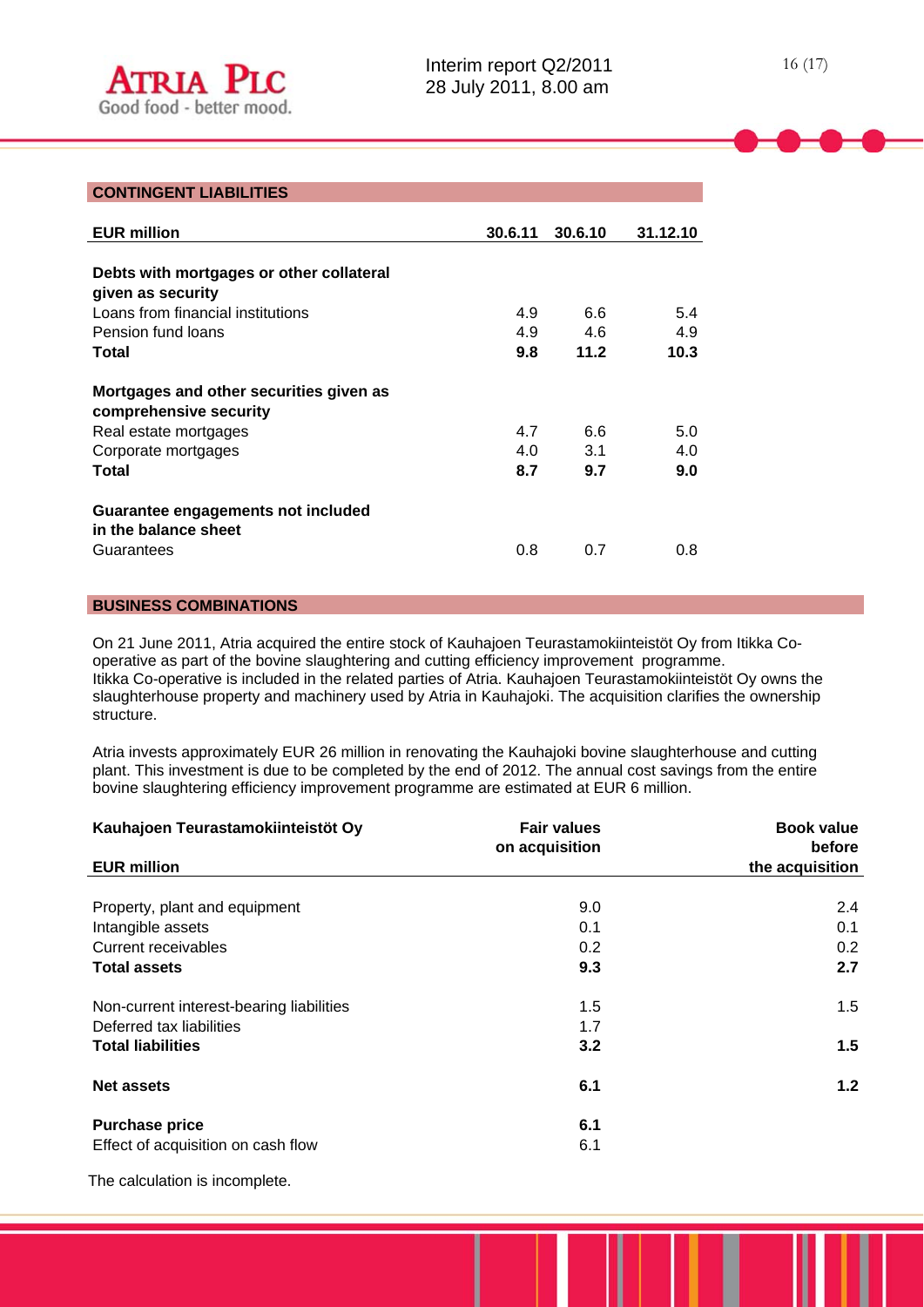## CONTINGENT LIABILITIES

| EUR million | 30.6.11 | 30.6.10 | 31.12.10 |
|---|---|---|---|
| **Debts with mortgages or other collateral given as security** | | | |
| Loans from financial institutions | 4.9 | 6.6 | 5.4 |
| Pension fund loans | 4.9 | 4.6 | 4.9 |
| **Total** | **9.8** | **11.2** | **10.3** |
| **Mortgages and other securities given as comprehensive security** | | | |
| Real estate mortgages | 4.7 | 6.6 | 5.0 |
| Corporate mortgages | 4.0 | 3.1 | 4.0 |
| **Total** | **8.7** | **9.7** | **9.0** |
| **Guarantee engagements not included in the balance sheet** | | | |
| Guarantees | 0.8 | 0.7 | 0.8 |

## BUSINESS COMBINATIONS

On 21 June 2011, Atria acquired the entire stock of Kauhajoen Teurastamokiinteistöt Oy from Itikka Co-operative as part of the bovine slaughtering and cutting efficiency improvement programme.
Itikka Co-operative is included in the related parties of Atria. Kauhajoen Teurastamokiinteistöt Oy owns the slaughterhouse property and machinery used by Atria in Kauhajoki. The acquisition clarifies the ownership structure.

Atria invests approximately EUR 26 million in renovating the Kauhajoki bovine slaughterhouse and cutting plant. This investment is due to be completed by the end of 2012. The annual cost savings from the entire bovine slaughtering efficiency improvement programme are estimated at EUR 6 million.

| Kauhajoen Teurastamokiinteistöt Oy<br>EUR million | Fair values on acquisition | Book value before the acquisition |
|---|---|---|
| Property, plant and equipment | 9.0 | 2.4 |
| Intangible assets | 0.1 | 0.1 |
| Current receivables | 0.2 | 0.2 |
| **Total assets** | **9.3** | **2.7** |
| Non-current interest-bearing liabilities | 1.5 | 1.5 |
| Deferred tax liabilities | 1.7 | |
| **Total liabilities** | **3.2** | **1.5** |
| **Net assets** | **6.1** | **1.2** |
| **Purchase price** | **6.1** | |
| Effect of acquisition on cash flow | 6.1 | |

The calculation is incomplete.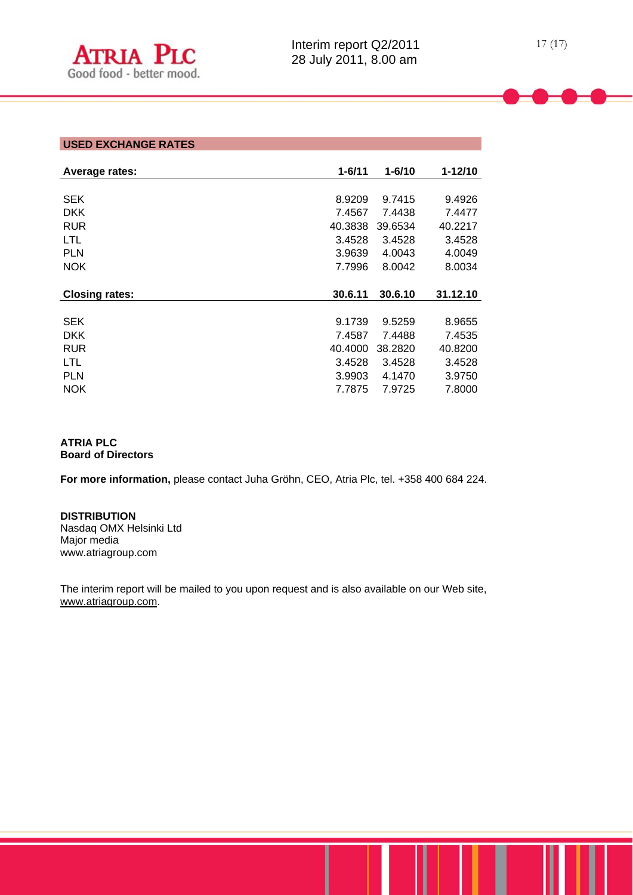## USED EXCHANGE RATES

| Average rates: | 1-6/11 | 1-6/10 | 1-12/10 |
|---|---|---|---|
| SEK | 8.9209 | 9.7415 | 9.4926 |
| DKK | 7.4567 | 7.4438 | 7.4477 |
| RUR | 40.3838 | 39.6534 | 40.2217 |
| LTL | 3.4528 | 3.4528 | 3.4528 |
| PLN | 3.9639 | 4.0043 | 4.0049 |
| NOK | 7.7996 | 8.0042 | 8.0034 |

| Closing rates: | 30.6.11 | 30.6.10 | 31.12.10 |
|---|---|---|---|
| SEK | 9.1739 | 9.5259 | 8.9655 |
| DKK | 7.4587 | 7.4488 | 7.4535 |
| RUR | 40.4000 | 38.2820 | 40.8200 |
| LTL | 3.4528 | 3.4528 | 3.4528 |
| PLN | 3.9903 | 4.1470 | 3.9750 |
| NOK | 7.7875 | 7.9725 | 7.8000 |

**ATRIA PLC**
**Board of Directors**

**For more information,** please contact Juha Gröhn, CEO, Atria Plc, tel. +358 400 684 224.

**DISTRIBUTION**
Nasdaq OMX Helsinki Ltd
Major media
www.atriagroup.com

The interim report will be mailed to you upon request and is also available on our Web site, www.atriagroup.com.